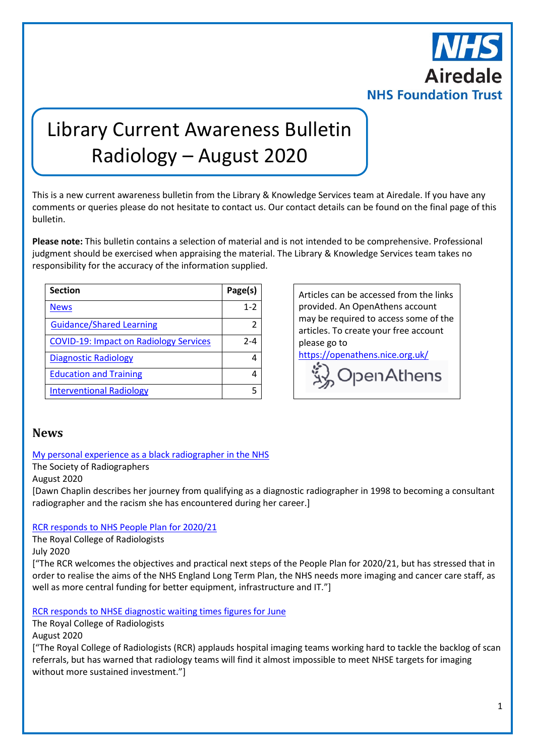NHS
Airedale
NHS Foundation Trust

# Library Current Awareness Bulletin Radiology – August 2020

This is a new current awareness bulletin from the Library & Knowledge Services team at Airedale. If you have any comments or queries please do not hesitate to contact us. Our contact details can be found on the final page of this bulletin.

**Please note:** This bulletin contains a selection of material and is not intended to be comprehensive. Professional judgment should be exercised when appraising the material. The Library & Knowledge Services team takes no responsibility for the accuracy of the information supplied.

| **Section** | **Page(s)** |
|---|---|
| News | 1-2 |
| Guidance/Shared Learning | 2 |
| COVID-19: Impact on Radiology Services | 2-4 |
| Diagnostic Radiology | 4 |
| Education and Training | 4 |
| Interventional Radiology | 5 |

Articles can be accessed from the links provided. An OpenAthens account may be required to access some of the articles. To create your free account please go to https://openathens.nice.org.uk/

OpenAthens

## News

My personal experience as a black radiographer in the NHS
The Society of Radiographers
August 2020
[Dawn Chaplin describes her journey from qualifying as a diagnostic radiographer in 1998 to becoming a consultant radiographer and the racism she has encountered during her career.]

RCR responds to NHS People Plan for 2020/21
The Royal College of Radiologists
July 2020
["The RCR welcomes the objectives and practical next steps of the People Plan for 2020/21, but has stressed that in order to realise the aims of the NHS England Long Term Plan, the NHS needs more imaging and cancer care staff, as well as more central funding for better equipment, infrastructure and IT."]

RCR responds to NHSE diagnostic waiting times figures for June
The Royal College of Radiologists
August 2020
["The Royal College of Radiologists (RCR) applauds hospital imaging teams working hard to tackle the backlog of scan referrals, but has warned that radiology teams will find it almost impossible to meet NHSE targets for imaging without more sustained investment."]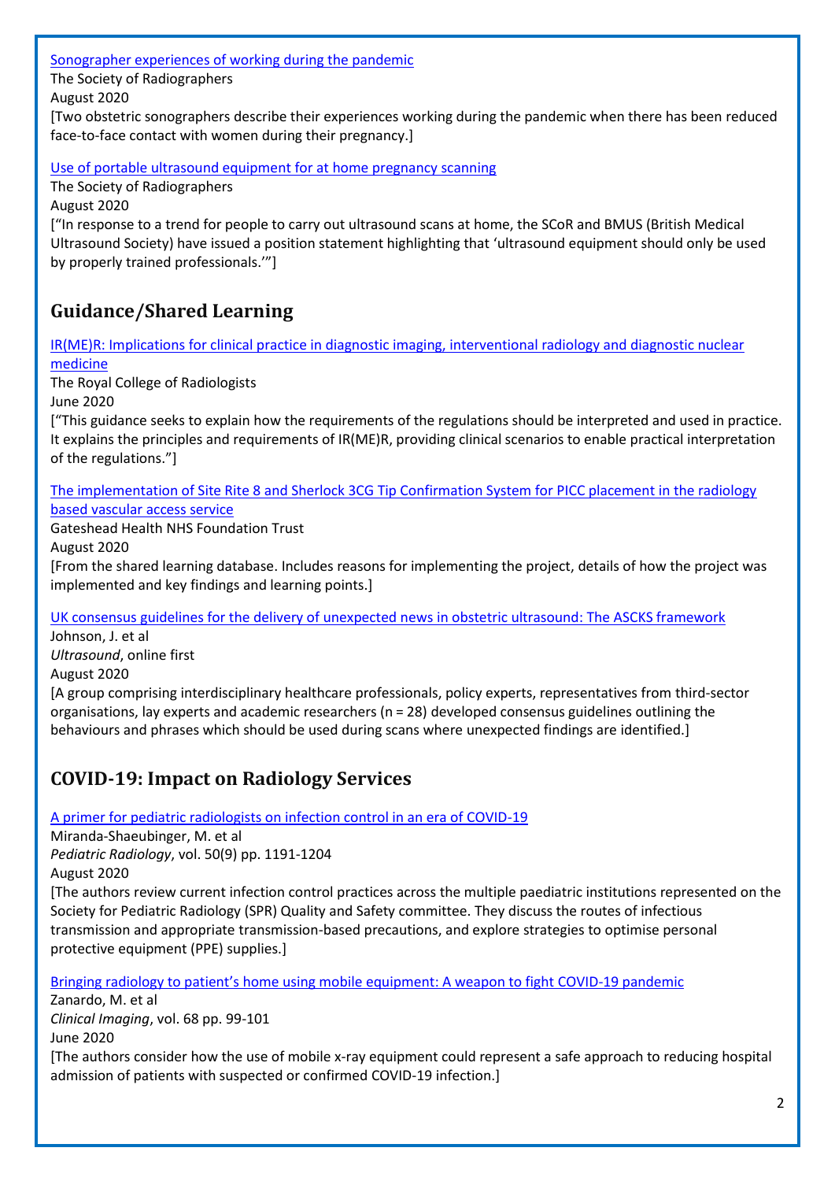[Sonographer experiences of working during the pandemic](#)
The Society of Radiographers
August 2020
[Two obstetric sonographers describe their experiences working during the pandemic when there has been reduced face-to-face contact with women during their pregnancy.]

[Use of portable ultrasound equipment for at home pregnancy scanning](#)
The Society of Radiographers
August 2020
["In response to a trend for people to carry out ultrasound scans at home, the SCoR and BMUS (British Medical Ultrasound Society) have issued a position statement highlighting that 'ultrasound equipment should only be used by properly trained professionals.'"]

## Guidance/Shared Learning

[IR(ME)R: Implications for clinical practice in diagnostic imaging, interventional radiology and diagnostic nuclear medicine](#)
The Royal College of Radiologists
June 2020
["This guidance seeks to explain how the requirements of the regulations should be interpreted and used in practice. It explains the principles and requirements of IR(ME)R, providing clinical scenarios to enable practical interpretation of the regulations."]

[The implementation of Site Rite 8 and Sherlock 3CG Tip Confirmation System for PICC placement in the radiology based vascular access service](#)
Gateshead Health NHS Foundation Trust
August 2020
[From the shared learning database. Includes reasons for implementing the project, details of how the project was implemented and key findings and learning points.]

[UK consensus guidelines for the delivery of unexpected news in obstetric ultrasound: The ASCKS framework](#)
Johnson, J. et al
*Ultrasound*, online first
August 2020
[A group comprising interdisciplinary healthcare professionals, policy experts, representatives from third-sector organisations, lay experts and academic researchers (n = 28) developed consensus guidelines outlining the behaviours and phrases which should be used during scans where unexpected findings are identified.]

## COVID-19: Impact on Radiology Services

[A primer for pediatric radiologists on infection control in an era of COVID-19](#)
Miranda-Shaeubinger, M. et al
*Pediatric Radiology*, vol. 50(9) pp. 1191-1204
August 2020
[The authors review current infection control practices across the multiple paediatric institutions represented on the Society for Pediatric Radiology (SPR) Quality and Safety committee. They discuss the routes of infectious transmission and appropriate transmission-based precautions, and explore strategies to optimise personal protective equipment (PPE) supplies.]

[Bringing radiology to patient's home using mobile equipment: A weapon to fight COVID-19 pandemic](#)
Zanardo, M. et al
*Clinical Imaging*, vol. 68 pp. 99-101
June 2020
[The authors consider how the use of mobile x-ray equipment could represent a safe approach to reducing hospital admission of patients with suspected or confirmed COVID-19 infection.]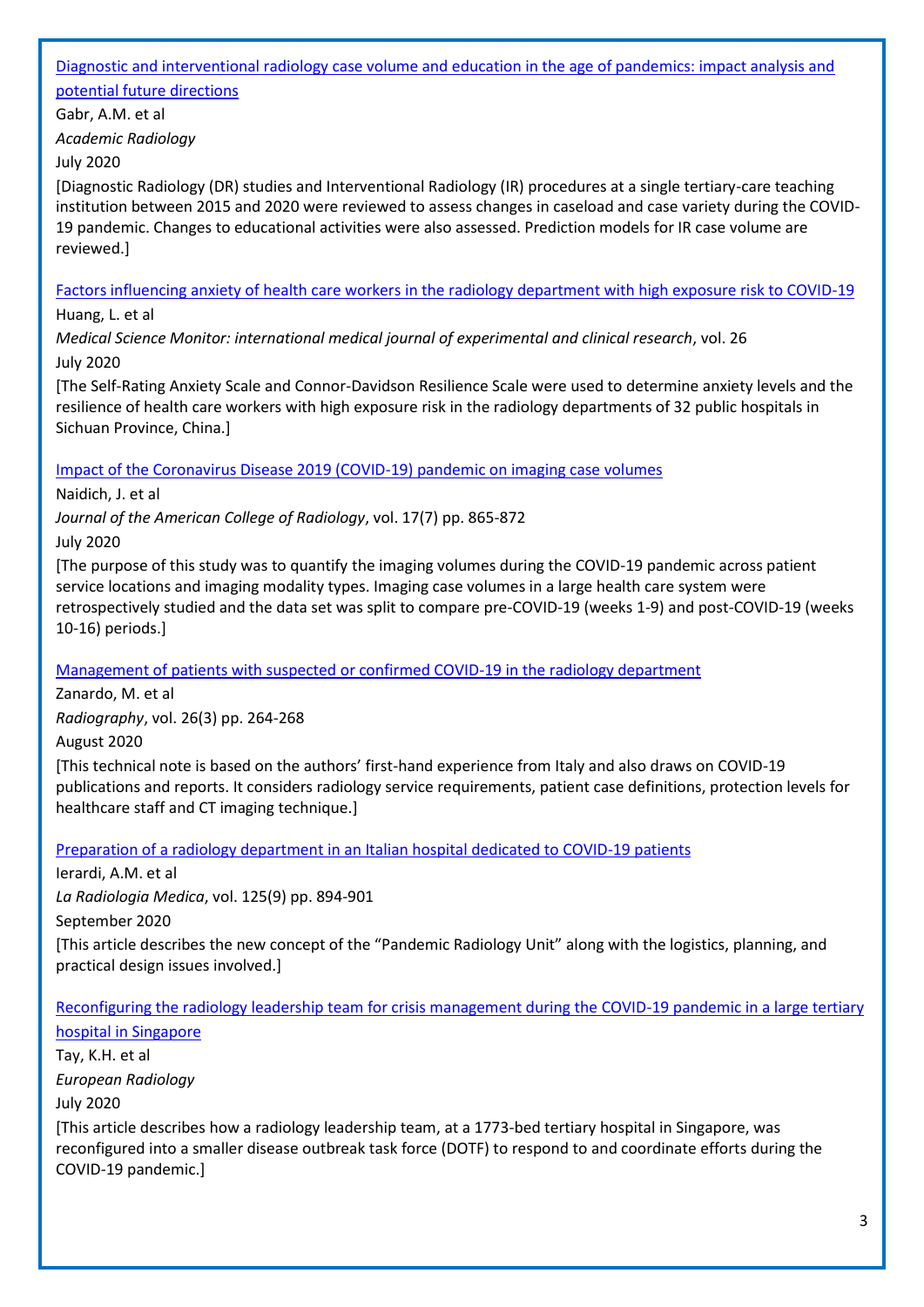[Diagnostic and interventional radiology case volume and education in the age of pandemics: impact analysis and potential future directions]

Gabr, A.M. et al

*Academic Radiology*

July 2020

[Diagnostic Radiology (DR) studies and Interventional Radiology (IR) procedures at a single tertiary-care teaching institution between 2015 and 2020 were reviewed to assess changes in caseload and case variety during the COVID-19 pandemic. Changes to educational activities were also assessed. Prediction models for IR case volume are reviewed.]

[Factors influencing anxiety of health care workers in the radiology department with high exposure risk to COVID-19]

Huang, L. et al

*Medical Science Monitor: international medical journal of experimental and clinical research*, vol. 26

July 2020

[The Self-Rating Anxiety Scale and Connor-Davidson Resilience Scale were used to determine anxiety levels and the resilience of health care workers with high exposure risk in the radiology departments of 32 public hospitals in Sichuan Province, China.]

[Impact of the Coronavirus Disease 2019 (COVID-19) pandemic on imaging case volumes]

Naidich, J. et al

*Journal of the American College of Radiology*, vol. 17(7) pp. 865-872

July 2020

[The purpose of this study was to quantify the imaging volumes during the COVID-19 pandemic across patient service locations and imaging modality types. Imaging case volumes in a large health care system were retrospectively studied and the data set was split to compare pre-COVID-19 (weeks 1-9) and post-COVID-19 (weeks 10-16) periods.]

[Management of patients with suspected or confirmed COVID-19 in the radiology department]

Zanardo, M. et al

*Radiography*, vol. 26(3) pp. 264-268

August 2020

[This technical note is based on the authors' first-hand experience from Italy and also draws on COVID-19 publications and reports. It considers radiology service requirements, patient case definitions, protection levels for healthcare staff and CT imaging technique.]

[Preparation of a radiology department in an Italian hospital dedicated to COVID-19 patients]

Ierardi, A.M. et al

*La Radiologia Medica*, vol. 125(9) pp. 894-901

September 2020

[This article describes the new concept of the "Pandemic Radiology Unit" along with the logistics, planning, and practical design issues involved.]

[Reconfiguring the radiology leadership team for crisis management during the COVID-19 pandemic in a large tertiary hospital in Singapore]

Tay, K.H. et al

*European Radiology*

July 2020

[This article describes how a radiology leadership team, at a 1773-bed tertiary hospital in Singapore, was reconfigured into a smaller disease outbreak task force (DOTF) to respond to and coordinate efforts during the COVID-19 pandemic.]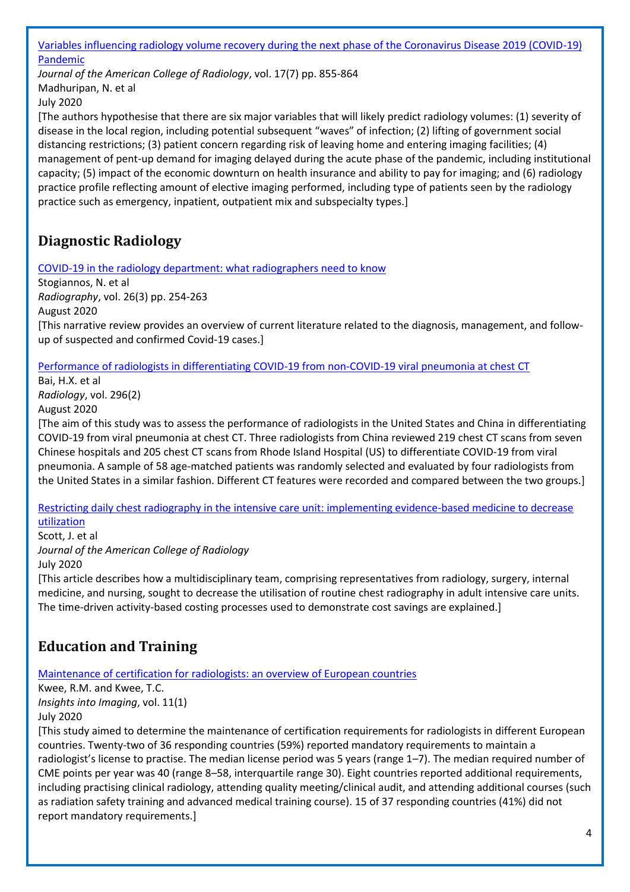[Variables influencing radiology volume recovery during the next phase of the Coronavirus Disease 2019 (COVID-19) Pandemic]

*Journal of the American College of Radiology*, vol. 17(7) pp. 855-864
Madhuripan, N. et al
July 2020
[The authors hypothesise that there are six major variables that will likely predict radiology volumes: (1) severity of disease in the local region, including potential subsequent "waves" of infection; (2) lifting of government social distancing restrictions; (3) patient concern regarding risk of leaving home and entering imaging facilities; (4) management of pent-up demand for imaging delayed during the acute phase of the pandemic, including institutional capacity; (5) impact of the economic downturn on health insurance and ability to pay for imaging; and (6) radiology practice profile reflecting amount of elective imaging performed, including type of patients seen by the radiology practice such as emergency, inpatient, outpatient mix and subspecialty types.]

## Diagnostic Radiology

[COVID-19 in the radiology department: what radiographers need to know]

Stogiannos, N. et al
*Radiography*, vol. 26(3) pp. 254-263
August 2020
[This narrative review provides an overview of current literature related to the diagnosis, management, and follow-up of suspected and confirmed Covid-19 cases.]

[Performance of radiologists in differentiating COVID-19 from non-COVID-19 viral pneumonia at chest CT]

Bai, H.X. et al
*Radiology*, vol. 296(2)
August 2020
[The aim of this study was to assess the performance of radiologists in the United States and China in differentiating COVID-19 from viral pneumonia at chest CT. Three radiologists from China reviewed 219 chest CT scans from seven Chinese hospitals and 205 chest CT scans from Rhode Island Hospital (US) to differentiate COVID-19 from viral pneumonia. A sample of 58 age-matched patients was randomly selected and evaluated by four radiologists from the United States in a similar fashion. Different CT features were recorded and compared between the two groups.]

[Restricting daily chest radiography in the intensive care unit: implementing evidence-based medicine to decrease utilization]

Scott, J. et al
*Journal of the American College of Radiology*
July 2020
[This article describes how a multidisciplinary team, comprising representatives from radiology, surgery, internal medicine, and nursing, sought to decrease the utilisation of routine chest radiography in adult intensive care units. The time-driven activity-based costing processes used to demonstrate cost savings are explained.]

## Education and Training

[Maintenance of certification for radiologists: an overview of European countries]

Kwee, R.M. and Kwee, T.C.
*Insights into Imaging*, vol. 11(1)
July 2020
[This study aimed to determine the maintenance of certification requirements for radiologists in different European countries. Twenty-two of 36 responding countries (59%) reported mandatory requirements to maintain a radiologist's license to practise. The median license period was 5 years (range 1–7). The median required number of CME points per year was 40 (range 8–58, interquartile range 30). Eight countries reported additional requirements, including practising clinical radiology, attending quality meeting/clinical audit, and attending additional courses (such as radiation safety training and advanced medical training course). 15 of 37 responding countries (41%) did not report mandatory requirements.]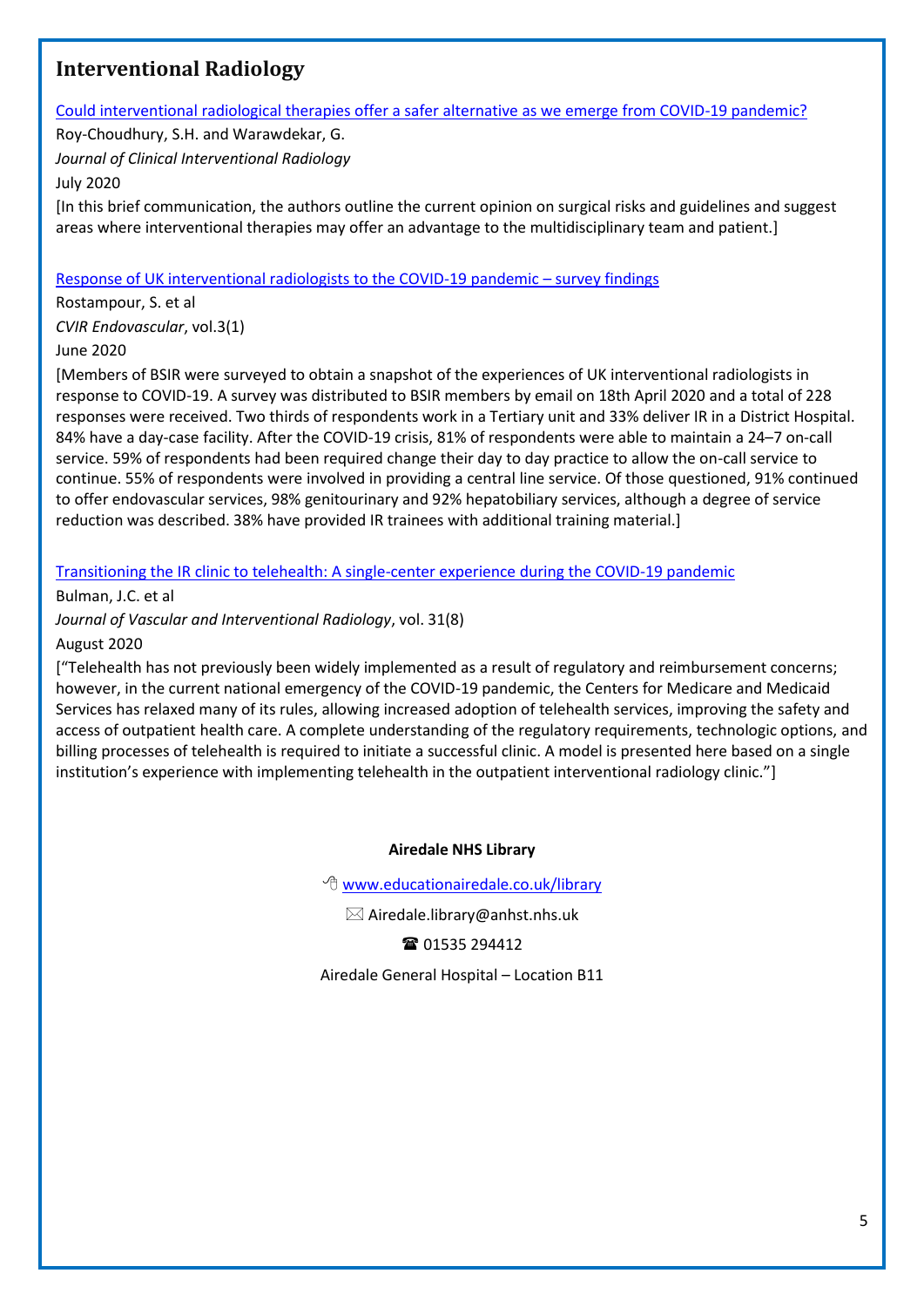## Interventional Radiology

[Could interventional radiological therapies offer a safer alternative as we emerge from COVID-19 pandemic?]

Roy-Choudhury, S.H. and Warawdekar, G.

*Journal of Clinical Interventional Radiology*

July 2020

[In this brief communication, the authors outline the current opinion on surgical risks and guidelines and suggest areas where interventional therapies may offer an advantage to the multidisciplinary team and patient.]

[Response of UK interventional radiologists to the COVID-19 pandemic – survey findings]

Rostampour, S. et al

*CVIR Endovascular*, vol.3(1)

June 2020

[Members of BSIR were surveyed to obtain a snapshot of the experiences of UK interventional radiologists in response to COVID-19. A survey was distributed to BSIR members by email on 18th April 2020 and a total of 228 responses were received. Two thirds of respondents work in a Tertiary unit and 33% deliver IR in a District Hospital. 84% have a day-case facility. After the COVID-19 crisis, 81% of respondents were able to maintain a 24–7 on-call service. 59% of respondents had been required change their day to day practice to allow the on-call service to continue. 55% of respondents were involved in providing a central line service. Of those questioned, 91% continued to offer endovascular services, 98% genitourinary and 92% hepatobiliary services, although a degree of service reduction was described. 38% have provided IR trainees with additional training material.]

[Transitioning the IR clinic to telehealth: A single-center experience during the COVID-19 pandemic]

Bulman, J.C. et al

*Journal of Vascular and Interventional Radiology*, vol. 31(8)

August 2020

["Telehealth has not previously been widely implemented as a result of regulatory and reimbursement concerns; however, in the current national emergency of the COVID-19 pandemic, the Centers for Medicare and Medicaid Services has relaxed many of its rules, allowing increased adoption of telehealth services, improving the safety and access of outpatient health care. A complete understanding of the regulatory requirements, technologic options, and billing processes of telehealth is required to initiate a successful clinic. A model is presented here based on a single institution's experience with implementing telehealth in the outpatient interventional radiology clinic."]

**Airedale NHS Library**

www.educationairedale.co.uk/library

Airedale.library@anhst.nhs.uk

01535 294412

Airedale General Hospital – Location B11